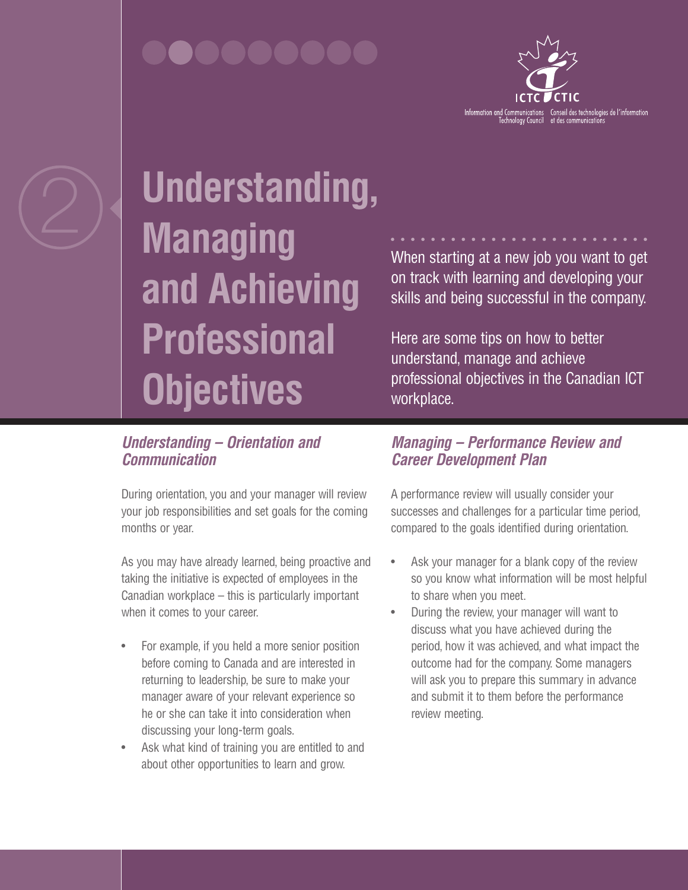Information and Communications Technology Council | Conseil des technologies de l'information et des communications

2

# Understanding, Managing and Achieving Professional Objectives

When starting at a new job you want to get on track with learning and developing your skills and being successful in the company.

Here are some tips on how to better understand, manage and achieve professional objectives in the Canadian ICT workplace.

## *Understanding – Orientation and Communication*

During orientation, you and your manager will review your job responsibilities and set goals for the coming months or year.

As you may have already learned, being proactive and taking the initiative is expected of employees in the Canadian workplace – this is particularly important when it comes to your career.

- For example, if you held a more senior position before coming to Canada and are interested in returning to leadership, be sure to make your manager aware of your relevant experience so he or she can take it into consideration when discussing your long-term goals.
- Ask what kind of training you are entitled to and about other opportunities to learn and grow.

## *Managing – Performance Review and Career Development Plan*

A performance review will usually consider your successes and challenges for a particular time period, compared to the goals identified during orientation.

- Ask your manager for a blank copy of the review so you know what information will be most helpful to share when you meet.
- During the review, your manager will want to discuss what you have achieved during the period, how it was achieved, and what impact the outcome had for the company. Some managers will ask you to prepare this summary in advance and submit it to them before the performance review meeting.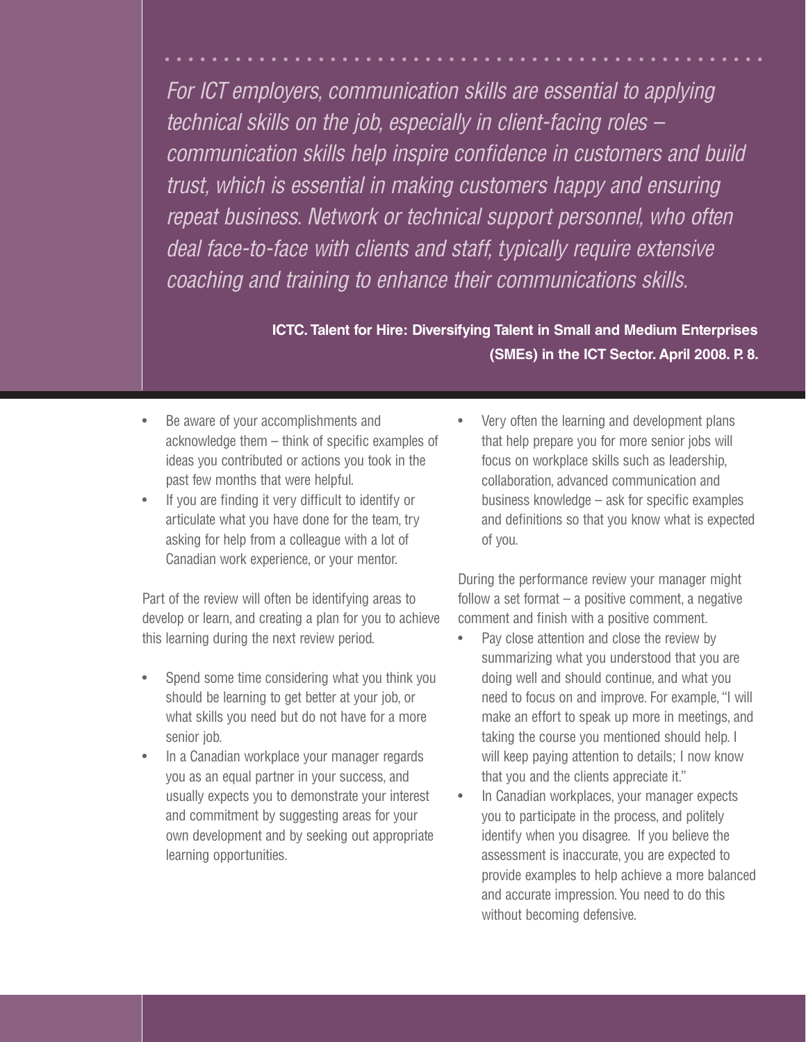*For ICT employers, communication skills are essential to applying technical skills on the job, especially in client-facing roles – communication skills help inspire confidence in customers and build trust, which is essential in making customers happy and ensuring repeat business. Network or technical support personnel, who often deal face-to-face with clients and staff, typically require extensive coaching and training to enhance their communications skills.*

**ICTC. Talent for Hire: Diversifying Talent in Small and Medium Enterprises (SMEs) in the ICT Sector. April 2008. P. 8.**

- Be aware of your accomplishments and acknowledge them – think of specific examples of ideas you contributed or actions you took in the past few months that were helpful.
- If you are finding it very difficult to identify or articulate what you have done for the team, try asking for help from a colleague with a lot of Canadian work experience, or your mentor.

Part of the review will often be identifying areas to develop or learn, and creating a plan for you to achieve this learning during the next review period.

- Spend some time considering what you think you should be learning to get better at your job, or what skills you need but do not have for a more senior job.
- In a Canadian workplace your manager regards you as an equal partner in your success, and usually expects you to demonstrate your interest and commitment by suggesting areas for your own development and by seeking out appropriate learning opportunities.
- Very often the learning and development plans that help prepare you for more senior jobs will focus on workplace skills such as leadership, collaboration, advanced communication and business knowledge – ask for specific examples and definitions so that you know what is expected of you.

During the performance review your manager might follow a set format – a positive comment, a negative comment and finish with a positive comment.

- Pay close attention and close the review by summarizing what you understood that you are doing well and should continue, and what you need to focus on and improve. For example, "I will make an effort to speak up more in meetings, and taking the course you mentioned should help. I will keep paying attention to details; I now know that you and the clients appreciate it."
- In Canadian workplaces, your manager expects you to participate in the process, and politely identify when you disagree. If you believe the assessment is inaccurate, you are expected to provide examples to help achieve a more balanced and accurate impression. You need to do this without becoming defensive.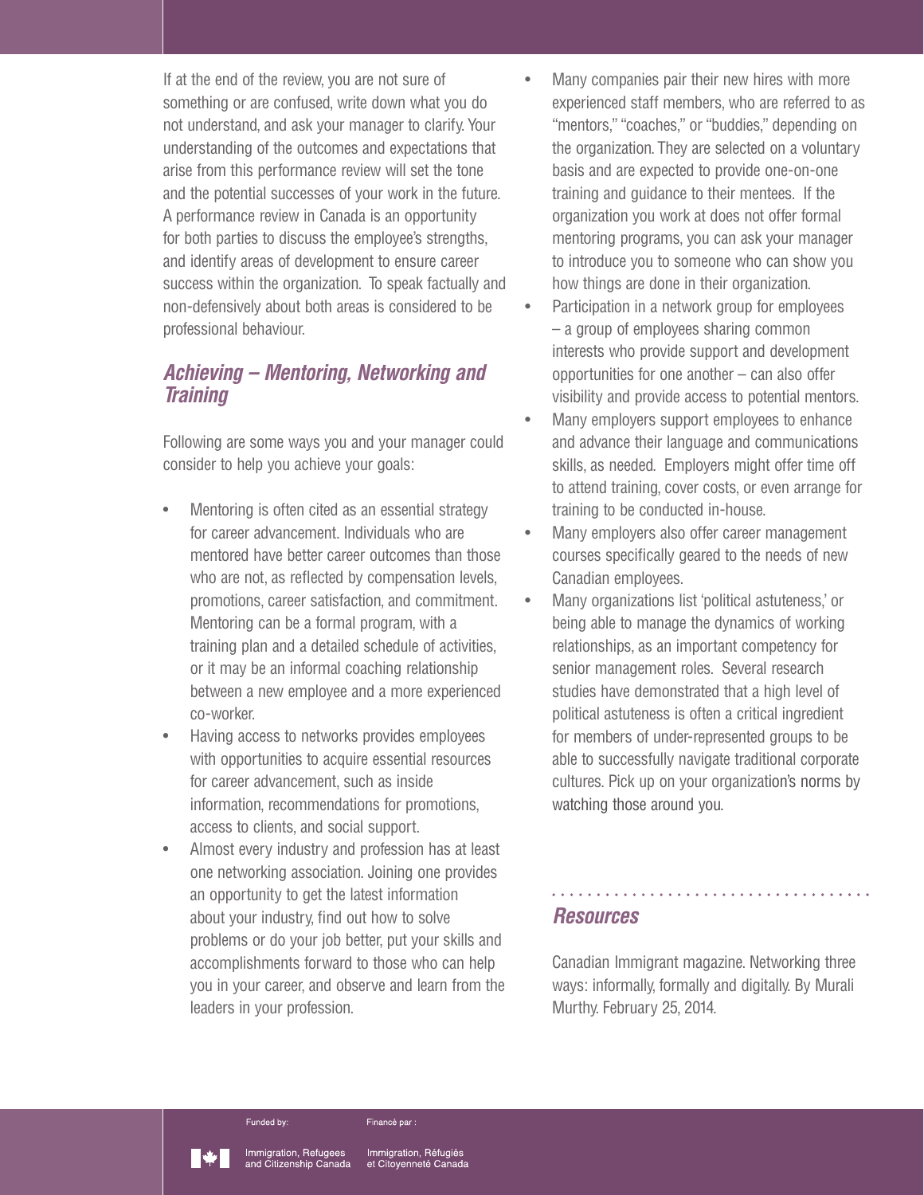If at the end of the review, you are not sure of something or are confused, write down what you do not understand, and ask your manager to clarify. Your understanding of the outcomes and expectations that arise from this performance review will set the tone and the potential successes of your work in the future. A performance review in Canada is an opportunity for both parties to discuss the employee's strengths, and identify areas of development to ensure career success within the organization. To speak factually and non-defensively about both areas is considered to be professional behaviour.

## *Achieving – Mentoring, Networking and Training*

Following are some ways you and your manager could consider to help you achieve your goals:

- Mentoring is often cited as an essential strategy for career advancement. Individuals who are mentored have better career outcomes than those who are not, as reflected by compensation levels, promotions, career satisfaction, and commitment. Mentoring can be a formal program, with a training plan and a detailed schedule of activities, or it may be an informal coaching relationship between a new employee and a more experienced co-worker.
- Having access to networks provides employees with opportunities to acquire essential resources for career advancement, such as inside information, recommendations for promotions, access to clients, and social support.
- Almost every industry and profession has at least one networking association. Joining one provides an opportunity to get the latest information about your industry, find out how to solve problems or do your job better, put your skills and accomplishments forward to those who can help you in your career, and observe and learn from the leaders in your profession.
- Many companies pair their new hires with more experienced staff members, who are referred to as "mentors," "coaches," or "buddies," depending on the organization. They are selected on a voluntary basis and are expected to provide one-on-one training and guidance to their mentees. If the organization you work at does not offer formal mentoring programs, you can ask your manager to introduce you to someone who can show you how things are done in their organization.
- Participation in a network group for employees – a group of employees sharing common interests who provide support and development opportunities for one another – can also offer visibility and provide access to potential mentors.
- Many employers support employees to enhance and advance their language and communications skills, as needed. Employers might offer time off to attend training, cover costs, or even arrange for training to be conducted in-house.
- Many employers also offer career management courses specifically geared to the needs of new Canadian employees.
- Many organizations list 'political astuteness,' or being able to manage the dynamics of working relationships, as an important competency for senior management roles. Several research studies have demonstrated that a high level of political astuteness is often a critical ingredient for members of under-represented groups to be able to successfully navigate traditional corporate cultures. Pick up on your organization's norms by watching those around you.

## *Resources*

Canadian Immigrant magazine. Networking three ways: informally, formally and digitally. By Murali Murthy. February 25, 2014.

Funded by: Immigration, Refugees and Citizenship Canada

Financé par : Immigration, Réfugiés et Citoyenneté Canada